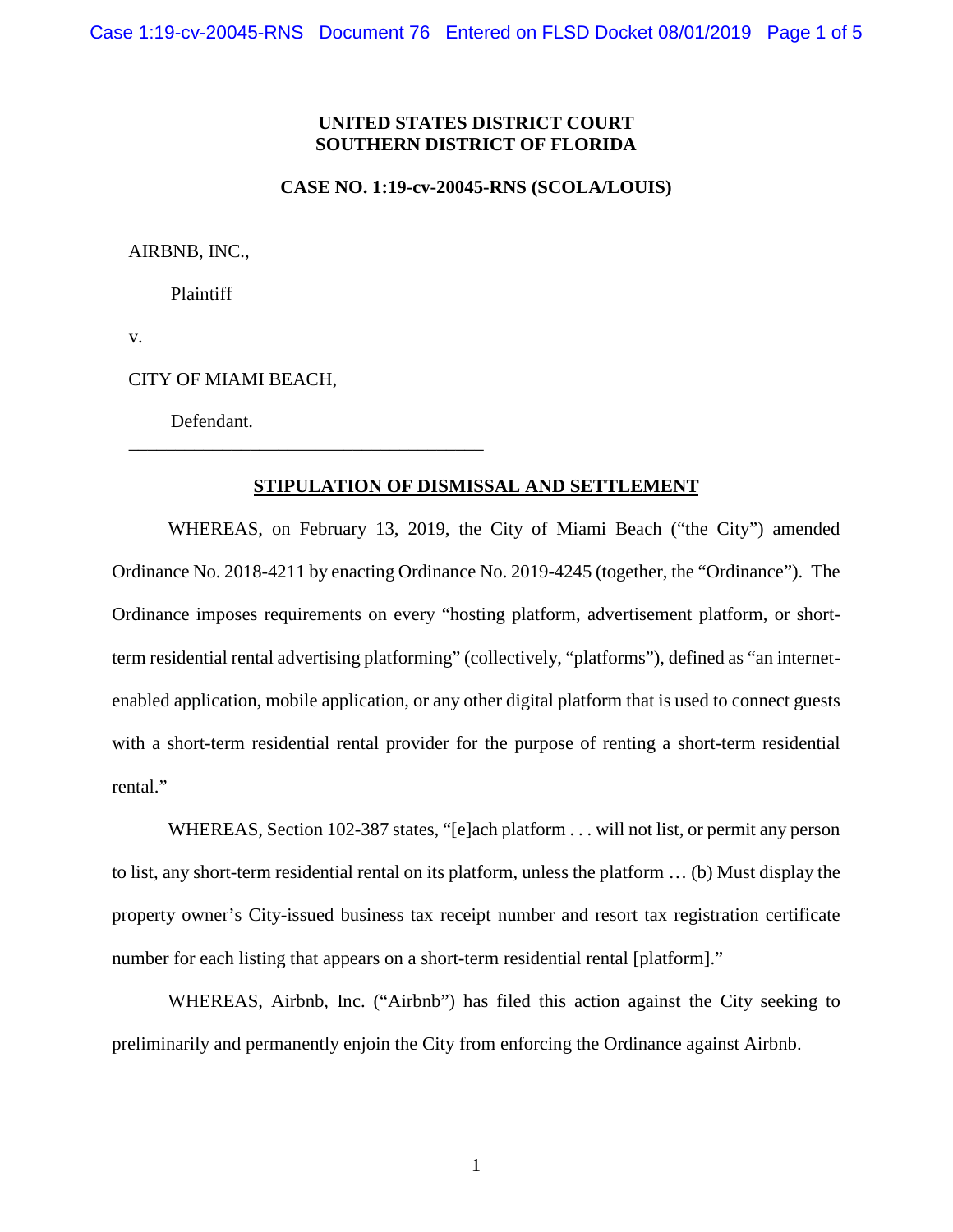**UNITED STATES DISTRICT COURT**
**SOUTHERN DISTRICT OF FLORIDA**

**CASE NO. 1:19-cv-20045-RNS (SCOLA/LOUIS)**

AIRBNB, INC.,

Plaintiff

v.

CITY OF MIAMI BEACH,

Defendant.

______________________________________

## STIPULATION OF DISMISSAL AND SETTLEMENT

WHEREAS, on February 13, 2019, the City of Miami Beach ("the City") amended Ordinance No. 2018-4211 by enacting Ordinance No. 2019-4245 (together, the "Ordinance"). The Ordinance imposes requirements on every "hosting platform, advertisement platform, or short-term residential rental advertising platforming" (collectively, "platforms"), defined as "an internet-enabled application, mobile application, or any other digital platform that is used to connect guests with a short-term residential rental provider for the purpose of renting a short-term residential rental."

WHEREAS, Section 102-387 states, "[e]ach platform . . . will not list, or permit any person to list, any short-term residential rental on its platform, unless the platform … (b) Must display the property owner's City-issued business tax receipt number and resort tax registration certificate number for each listing that appears on a short-term residential rental [platform]."

WHEREAS, Airbnb, Inc. ("Airbnb") has filed this action against the City seeking to preliminarily and permanently enjoin the City from enforcing the Ordinance against Airbnb.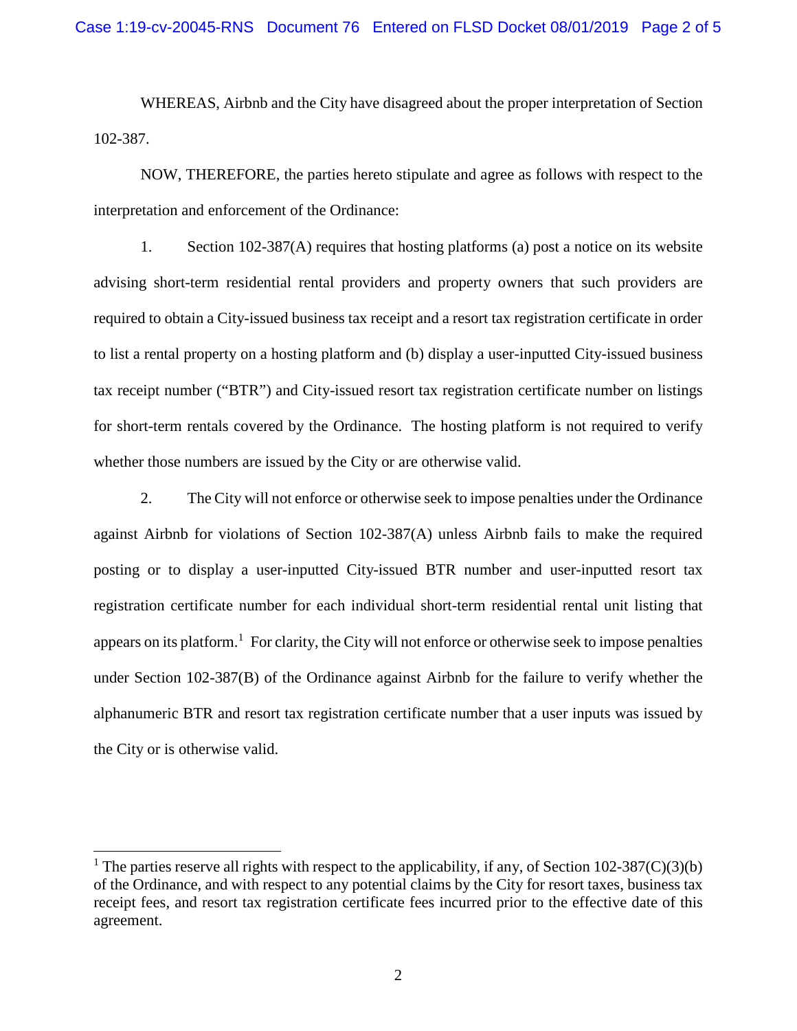WHEREAS, Airbnb and the City have disagreed about the proper interpretation of Section 102-387.

NOW, THEREFORE, the parties hereto stipulate and agree as follows with respect to the interpretation and enforcement of the Ordinance:

1. Section 102-387(A) requires that hosting platforms (a) post a notice on its website advising short-term residential rental providers and property owners that such providers are required to obtain a City-issued business tax receipt and a resort tax registration certificate in order to list a rental property on a hosting platform and (b) display a user-inputted City-issued business tax receipt number ("BTR") and City-issued resort tax registration certificate number on listings for short-term rentals covered by the Ordinance. The hosting platform is not required to verify whether those numbers are issued by the City or are otherwise valid.

2. The City will not enforce or otherwise seek to impose penalties under the Ordinance against Airbnb for violations of Section 102-387(A) unless Airbnb fails to make the required posting or to display a user-inputted City-issued BTR number and user-inputted resort tax registration certificate number for each individual short-term residential rental unit listing that appears on its platform.[1] For clarity, the City will not enforce or otherwise seek to impose penalties under Section 102-387(B) of the Ordinance against Airbnb for the failure to verify whether the alphanumeric BTR and resort tax registration certificate number that a user inputs was issued by the City or is otherwise valid.

[1] The parties reserve all rights with respect to the applicability, if any, of Section 102-387(C)(3)(b) of the Ordinance, and with respect to any potential claims by the City for resort taxes, business tax receipt fees, and resort tax registration certificate fees incurred prior to the effective date of this agreement.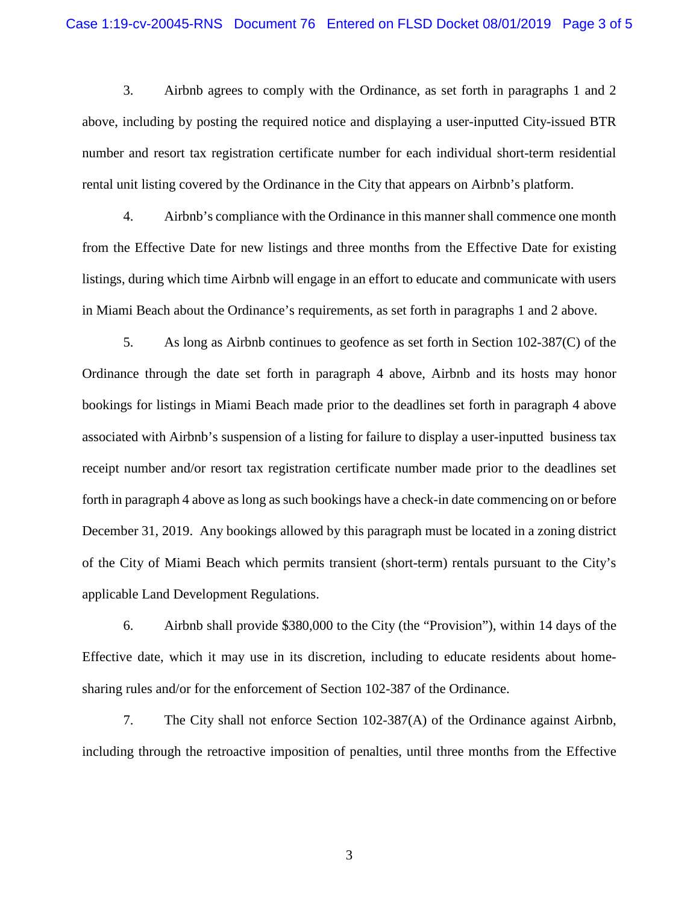3. Airbnb agrees to comply with the Ordinance, as set forth in paragraphs 1 and 2 above, including by posting the required notice and displaying a user-inputted City-issued BTR number and resort tax registration certificate number for each individual short-term residential rental unit listing covered by the Ordinance in the City that appears on Airbnb's platform.

4. Airbnb's compliance with the Ordinance in this manner shall commence one month from the Effective Date for new listings and three months from the Effective Date for existing listings, during which time Airbnb will engage in an effort to educate and communicate with users in Miami Beach about the Ordinance's requirements, as set forth in paragraphs 1 and 2 above.

5. As long as Airbnb continues to geofence as set forth in Section 102-387(C) of the Ordinance through the date set forth in paragraph 4 above, Airbnb and its hosts may honor bookings for listings in Miami Beach made prior to the deadlines set forth in paragraph 4 above associated with Airbnb's suspension of a listing for failure to display a user-inputted business tax receipt number and/or resort tax registration certificate number made prior to the deadlines set forth in paragraph 4 above as long as such bookings have a check-in date commencing on or before December 31, 2019. Any bookings allowed by this paragraph must be located in a zoning district of the City of Miami Beach which permits transient (short-term) rentals pursuant to the City's applicable Land Development Regulations.

6. Airbnb shall provide $380,000 to the City (the "Provision"), within 14 days of the Effective date, which it may use in its discretion, including to educate residents about home-sharing rules and/or for the enforcement of Section 102-387 of the Ordinance.

7. The City shall not enforce Section 102-387(A) of the Ordinance against Airbnb, including through the retroactive imposition of penalties, until three months from the Effective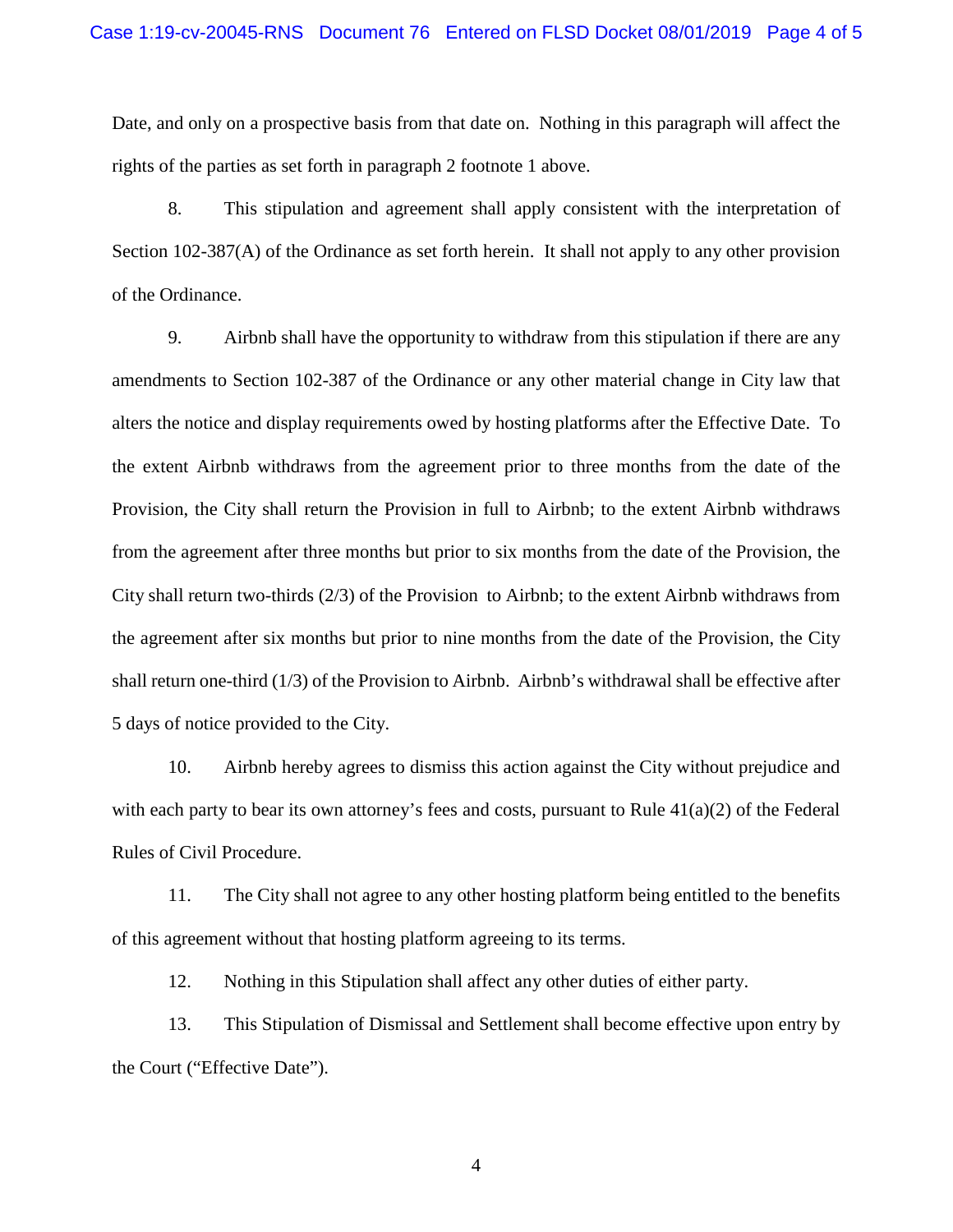Date, and only on a prospective basis from that date on. Nothing in this paragraph will affect the rights of the parties as set forth in paragraph 2 footnote 1 above.

8. This stipulation and agreement shall apply consistent with the interpretation of Section 102-387(A) of the Ordinance as set forth herein. It shall not apply to any other provision of the Ordinance.

9. Airbnb shall have the opportunity to withdraw from this stipulation if there are any amendments to Section 102-387 of the Ordinance or any other material change in City law that alters the notice and display requirements owed by hosting platforms after the Effective Date. To the extent Airbnb withdraws from the agreement prior to three months from the date of the Provision, the City shall return the Provision in full to Airbnb; to the extent Airbnb withdraws from the agreement after three months but prior to six months from the date of the Provision, the City shall return two-thirds (2/3) of the Provision to Airbnb; to the extent Airbnb withdraws from the agreement after six months but prior to nine months from the date of the Provision, the City shall return one-third (1/3) of the Provision to Airbnb. Airbnb's withdrawal shall be effective after 5 days of notice provided to the City.

10. Airbnb hereby agrees to dismiss this action against the City without prejudice and with each party to bear its own attorney's fees and costs, pursuant to Rule 41(a)(2) of the Federal Rules of Civil Procedure.

11. The City shall not agree to any other hosting platform being entitled to the benefits of this agreement without that hosting platform agreeing to its terms.

12. Nothing in this Stipulation shall affect any other duties of either party.

13. This Stipulation of Dismissal and Settlement shall become effective upon entry by the Court ("Effective Date").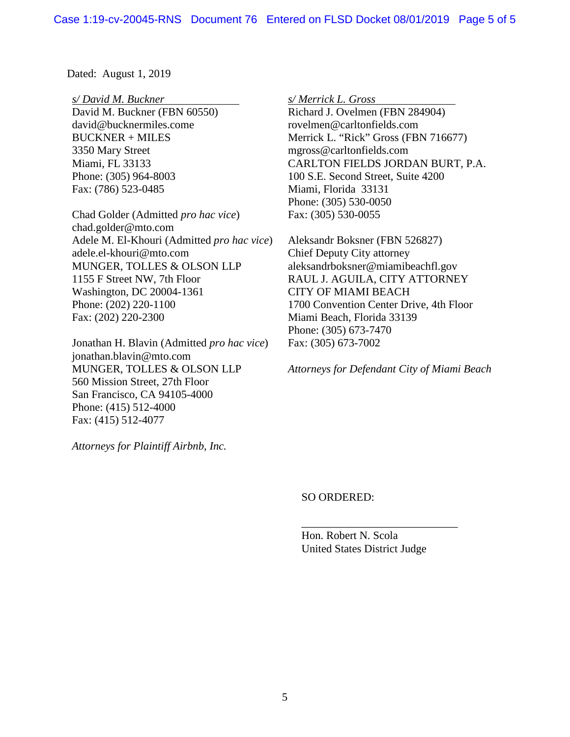Dated: August 1, 2019

*s/ David M. Buckner*
David M. Buckner (FBN 60550)
david@bucknermiles.come
BUCKNER + MILES
3350 Mary Street
Miami, FL 33133
Phone: (305) 964-8003
Fax: (786) 523-0485

Chad Golder (Admitted *pro hac vice*)
chad.golder@mto.com
Adele M. El-Khouri (Admitted *pro hac vice*)
adele.el-khouri@mto.com
MUNGER, TOLLES & OLSON LLP
1155 F Street NW, 7th Floor
Washington, DC 20004-1361
Phone: (202) 220-1100
Fax: (202) 220-2300

Jonathan H. Blavin (Admitted *pro hac vice*)
jonathan.blavin@mto.com
MUNGER, TOLLES & OLSON LLP
560 Mission Street, 27th Floor
San Francisco, CA 94105-4000
Phone: (415) 512-4000
Fax: (415) 512-4077

*Attorneys for Plaintiff Airbnb, Inc.*

*s/ Merrick L. Gross*
Richard J. Ovelmen (FBN 284904)
rovelmen@carltonfields.com
Merrick L. "Rick" Gross (FBN 716677)
mgross@carltonfields.com
CARLTON FIELDS JORDAN BURT, P.A.
100 S.E. Second Street, Suite 4200
Miami, Florida 33131
Phone: (305) 530-0050
Fax: (305) 530-0055

Aleksandr Boksner (FBN 526827)
Chief Deputy City attorney
aleksandrboksner@miamibeachfl.gov
RAUL J. AGUILA, CITY ATTORNEY
CITY OF MIAMI BEACH
1700 Convention Center Drive, 4th Floor
Miami Beach, Florida 33139
Phone: (305) 673-7470
Fax: (305) 673-7002

*Attorneys for Defendant City of Miami Beach*

SO ORDERED:

\_\_\_\_\_\_\_\_\_\_\_\_\_\_\_\_\_\_\_\_\_\_\_\_\_\_\_\_
Hon. Robert N. Scola
United States District Judge